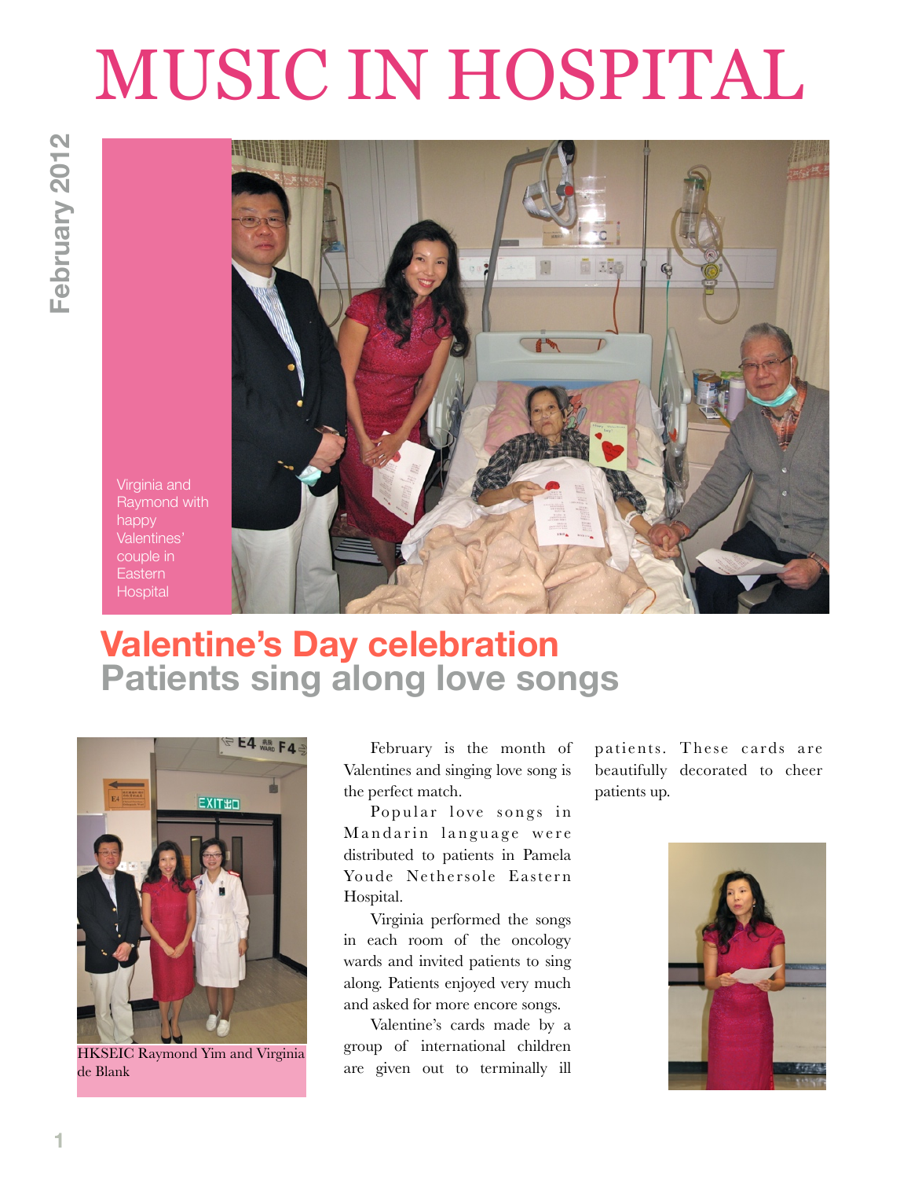# MUSIC IN HOSPITAL

February 2012

Virginia and Raymond with happy Valentines' couple in Eastern Hospital

## Valentine's Day celebration
## Patients sing along love songs

HKSEIC Raymond Yim and Virginia de Blank

February is the month of Valentines and singing love song is the perfect match.

Popular love songs in Mandarin language were distributed to patients in Pamela Youde Nethersole Eastern Hospital.

Virginia performed the songs in each room of the oncology wards and invited patients to sing along. Patients enjoyed very much and asked for more encore songs.

Valentine's cards made by a group of international children are given out to terminally ill patients. These cards are beautifully decorated to cheer patients up.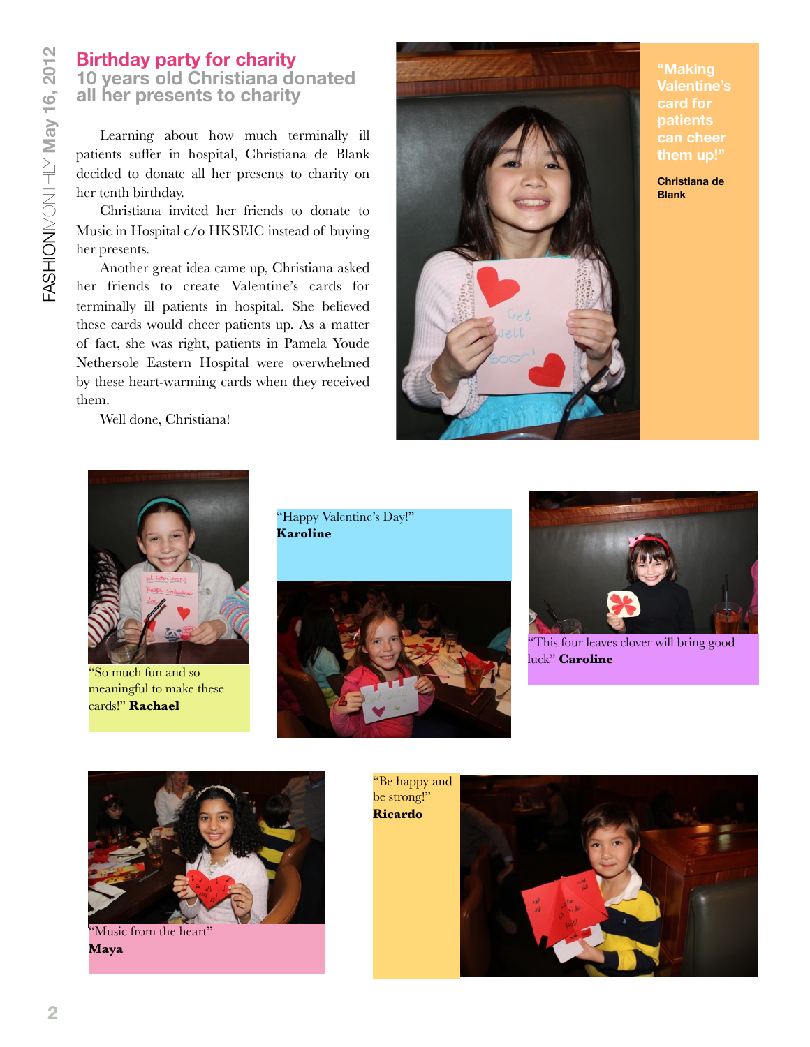# Birthday party for charity

## 10 years old Christiana donated all her presents to charity

Learning about how much terminally ill patients suffer in hospital, Christiana de Blank decided to donate all her presents to charity on her tenth birthday.

Christiana invited her friends to donate to Music in Hospital c/o HKSEIC instead of buying her presents.

Another great idea came up, Christiana asked her friends to create Valentine's cards for terminally ill patients in hospital. She believed these cards would cheer patients up. As a matter of fact, she was right, patients in Pamela Youde Nethersole Eastern Hospital were overwhelmed by these heart-warming cards when they received them.

Well done, Christiana!

**"Making Valentine's card for patients can cheer them up!"**

**Christiana de Blank**

"So much fun and so meaningful to make these cards!" **Rachael**

"Happy Valentine's Day!" **Karoline**

"This four leaves clover will bring good luck" **Caroline**

"Music from the heart" **Maya**

"Be happy and be strong!" **Ricardo**